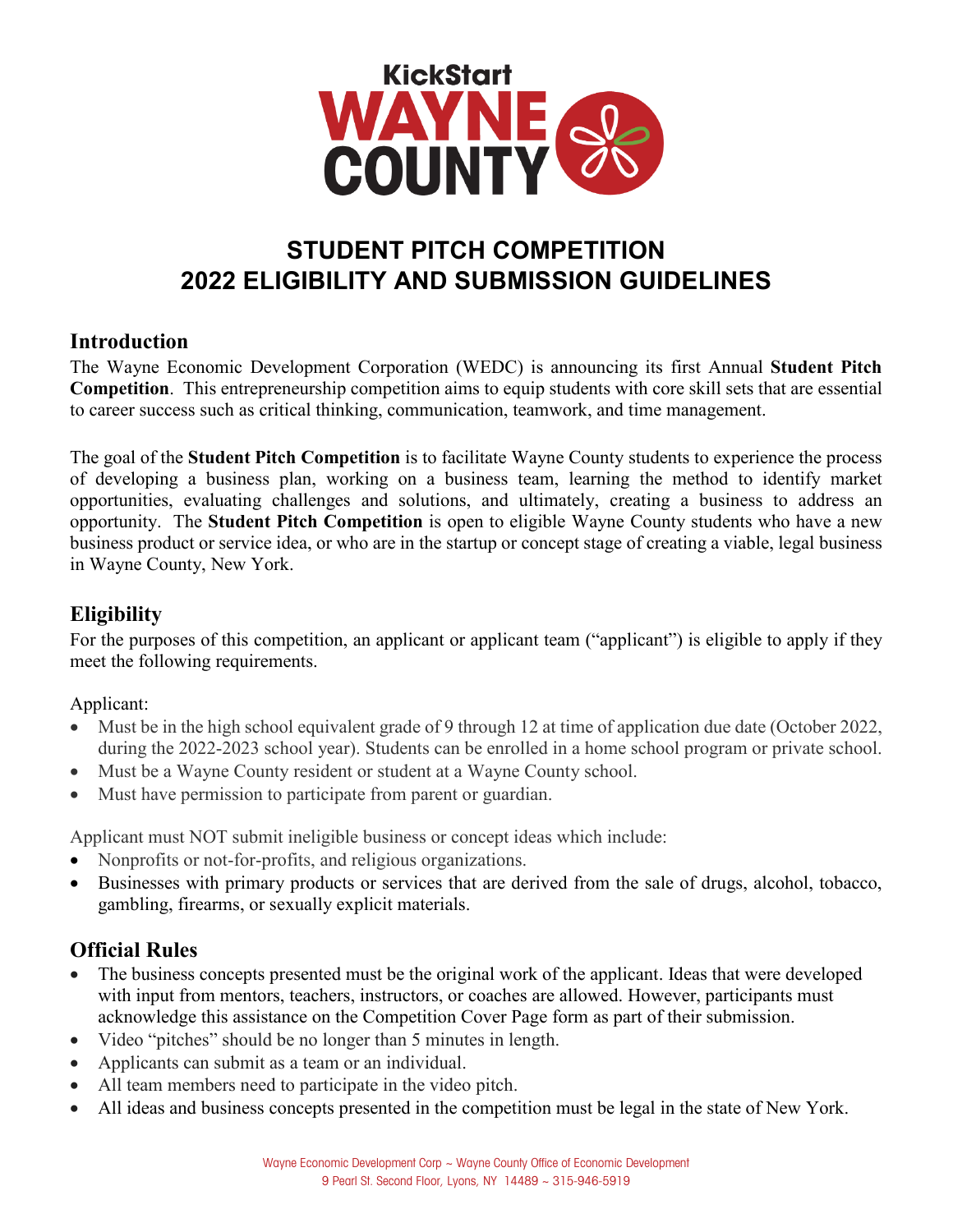KickStart WAYNE COUNTY

# STUDENT PITCH COMPETITION
# 2022 ELIGIBILITY AND SUBMISSION GUIDELINES

## Introduction

The Wayne Economic Development Corporation (WEDC) is announcing its first Annual **Student Pitch Competition**. This entrepreneurship competition aims to equip students with core skill sets that are essential to career success such as critical thinking, communication, teamwork, and time management.

The goal of the **Student Pitch Competition** is to facilitate Wayne County students to experience the process of developing a business plan, working on a business team, learning the method to identify market opportunities, evaluating challenges and solutions, and ultimately, creating a business to address an opportunity. The **Student Pitch Competition** is open to eligible Wayne County students who have a new business product or service idea, or who are in the startup or concept stage of creating a viable, legal business in Wayne County, New York.

## Eligibility

For the purposes of this competition, an applicant or applicant team ("applicant") is eligible to apply if they meet the following requirements.

Applicant:

- Must be in the high school equivalent grade of 9 through 12 at time of application due date (October 2022, during the 2022-2023 school year). Students can be enrolled in a home school program or private school.
- Must be a Wayne County resident or student at a Wayne County school.
- Must have permission to participate from parent or guardian.

Applicant must NOT submit ineligible business or concept ideas which include:

- Nonprofits or not-for-profits, and religious organizations.
- Businesses with primary products or services that are derived from the sale of drugs, alcohol, tobacco, gambling, firearms, or sexually explicit materials.

## Official Rules

- The business concepts presented must be the original work of the applicant. Ideas that were developed with input from mentors, teachers, instructors, or coaches are allowed. However, participants must acknowledge this assistance on the Competition Cover Page form as part of their submission.
- Video "pitches" should be no longer than 5 minutes in length.
- Applicants can submit as a team or an individual.
- All team members need to participate in the video pitch.
- All ideas and business concepts presented in the competition must be legal in the state of New York.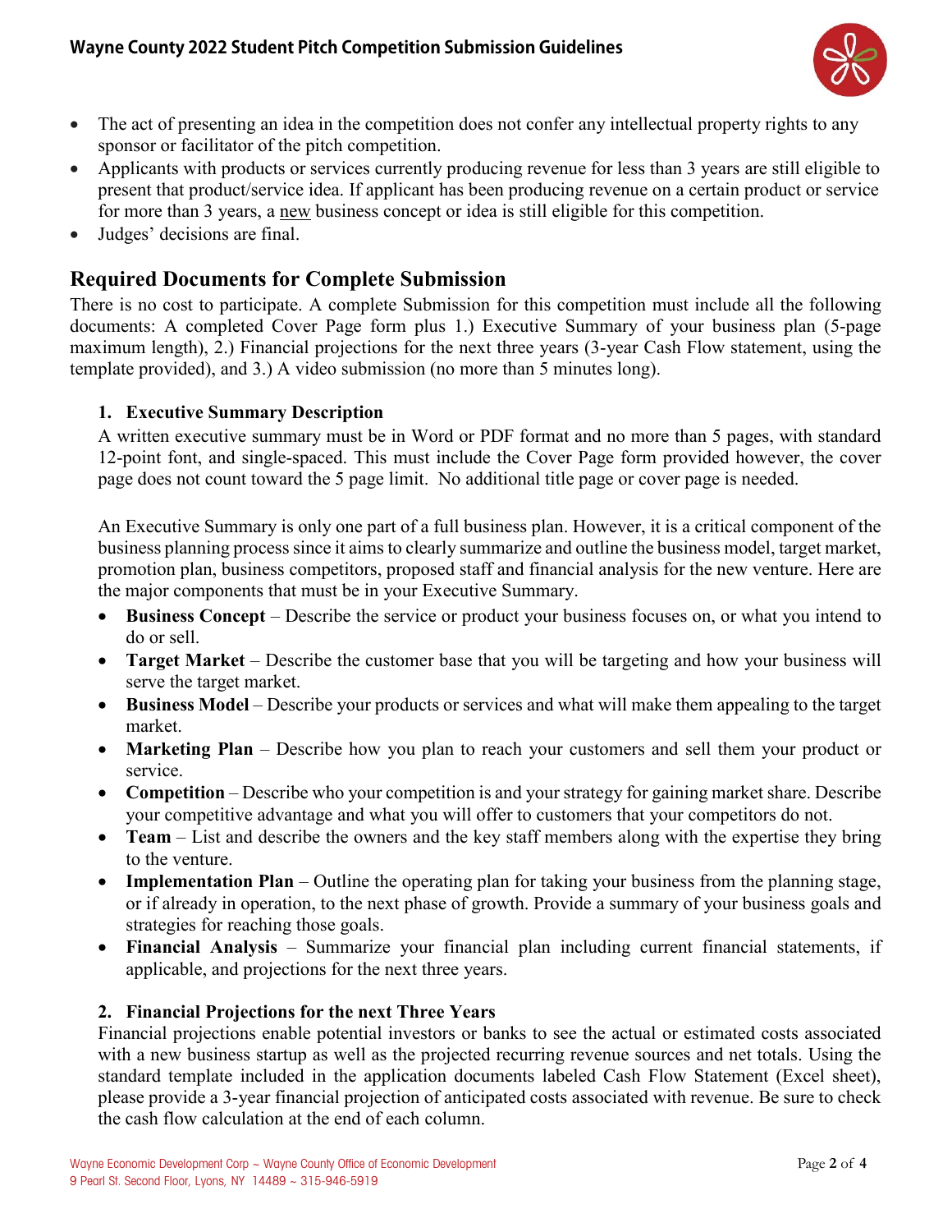- The act of presenting an idea in the competition does not confer any intellectual property rights to any sponsor or facilitator of the pitch competition.
- Applicants with products or services currently producing revenue for less than 3 years are still eligible to present that product/service idea. If applicant has been producing revenue on a certain product or service for more than 3 years, a new business concept or idea is still eligible for this competition.
- Judges' decisions are final.

## Required Documents for Complete Submission

There is no cost to participate. A complete Submission for this competition must include all the following documents: A completed Cover Page form plus 1.) Executive Summary of your business plan (5-page maximum length), 2.) Financial projections for the next three years (3-year Cash Flow statement, using the template provided), and 3.) A video submission (no more than 5 minutes long).

### 1. Executive Summary Description

A written executive summary must be in Word or PDF format and no more than 5 pages, with standard 12-point font, and single-spaced. This must include the Cover Page form provided however, the cover page does not count toward the 5 page limit. No additional title page or cover page is needed.

An Executive Summary is only one part of a full business plan. However, it is a critical component of the business planning process since it aims to clearly summarize and outline the business model, target market, promotion plan, business competitors, proposed staff and financial analysis for the new venture. Here are the major components that must be in your Executive Summary.

- **Business Concept** – Describe the service or product your business focuses on, or what you intend to do or sell.
- **Target Market** – Describe the customer base that you will be targeting and how your business will serve the target market.
- **Business Model** – Describe your products or services and what will make them appealing to the target market.
- **Marketing Plan** – Describe how you plan to reach your customers and sell them your product or service.
- **Competition** – Describe who your competition is and your strategy for gaining market share. Describe your competitive advantage and what you will offer to customers that your competitors do not.
- **Team** – List and describe the owners and the key staff members along with the expertise they bring to the venture.
- **Implementation Plan** – Outline the operating plan for taking your business from the planning stage, or if already in operation, to the next phase of growth. Provide a summary of your business goals and strategies for reaching those goals.
- **Financial Analysis** – Summarize your financial plan including current financial statements, if applicable, and projections for the next three years.

### 2. Financial Projections for the next Three Years

Financial projections enable potential investors or banks to see the actual or estimated costs associated with a new business startup as well as the projected recurring revenue sources and net totals. Using the standard template included in the application documents labeled Cash Flow Statement (Excel sheet), please provide a 3-year financial projection of anticipated costs associated with revenue. Be sure to check the cash flow calculation at the end of each column.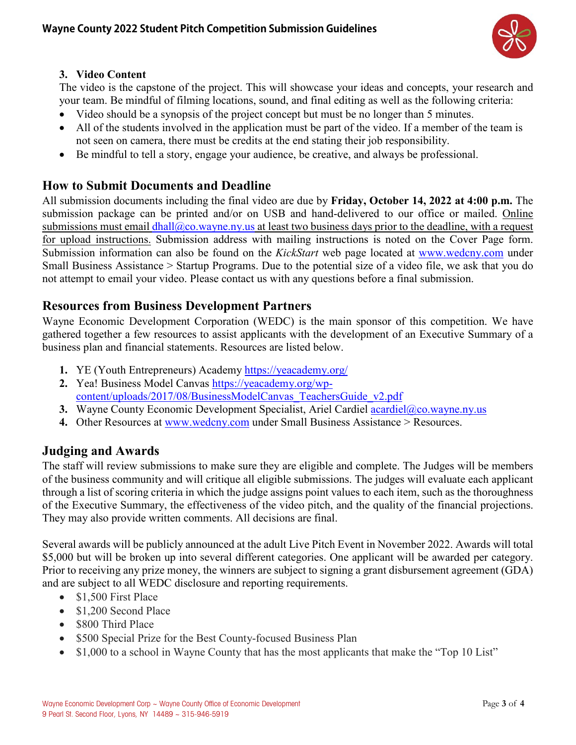3. **Video Content**

The video is the capstone of the project. This will showcase your ideas and concepts, your research and your team. Be mindful of filming locations, sound, and final editing as well as the following criteria:

- Video should be a synopsis of the project concept but must be no longer than 5 minutes.
- All of the students involved in the application must be part of the video. If a member of the team is not seen on camera, there must be credits at the end stating their job responsibility.
- Be mindful to tell a story, engage your audience, be creative, and always be professional.

## How to Submit Documents and Deadline

All submission documents including the final video are due by **Friday, October 14, 2022 at 4:00 p.m.** The submission package can be printed and/or on USB and hand-delivered to our office or mailed. Online submissions must email dhall@co.wayne.ny.us at least two business days prior to the deadline, with a request for upload instructions. Submission address with mailing instructions is noted on the Cover Page form. Submission information can also be found on the *KickStart* web page located at www.wedcny.com under Small Business Assistance > Startup Programs. Due to the potential size of a video file, we ask that you do not attempt to email your video. Please contact us with any questions before a final submission.

## Resources from Business Development Partners

Wayne Economic Development Corporation (WEDC) is the main sponsor of this competition. We have gathered together a few resources to assist applicants with the development of an Executive Summary of a business plan and financial statements. Resources are listed below.

1. YE (Youth Entrepreneurs) Academy https://yeacademy.org/
2. Yea! Business Model Canvas https://yeacademy.org/wp-content/uploads/2017/08/BusinessModelCanvas_TeachersGuide_v2.pdf
3. Wayne County Economic Development Specialist, Ariel Cardiel acardiel@co.wayne.ny.us
4. Other Resources at www.wedcny.com under Small Business Assistance > Resources.

## Judging and Awards

The staff will review submissions to make sure they are eligible and complete. The Judges will be members of the business community and will critique all eligible submissions. The judges will evaluate each applicant through a list of scoring criteria in which the judge assigns point values to each item, such as the thoroughness of the Executive Summary, the effectiveness of the video pitch, and the quality of the financial projections. They may also provide written comments. All decisions are final.

Several awards will be publicly announced at the adult Live Pitch Event in November 2022. Awards will total $5,000 but will be broken up into several different categories. One applicant will be awarded per category. Prior to receiving any prize money, the winners are subject to signing a grant disbursement agreement (GDA) and are subject to all WEDC disclosure and reporting requirements.

- $1,500 First Place
- $1,200 Second Place
- $800 Third Place
- $500 Special Prize for the Best County-focused Business Plan
- $1,000 to a school in Wayne County that has the most applicants that make the "Top 10 List"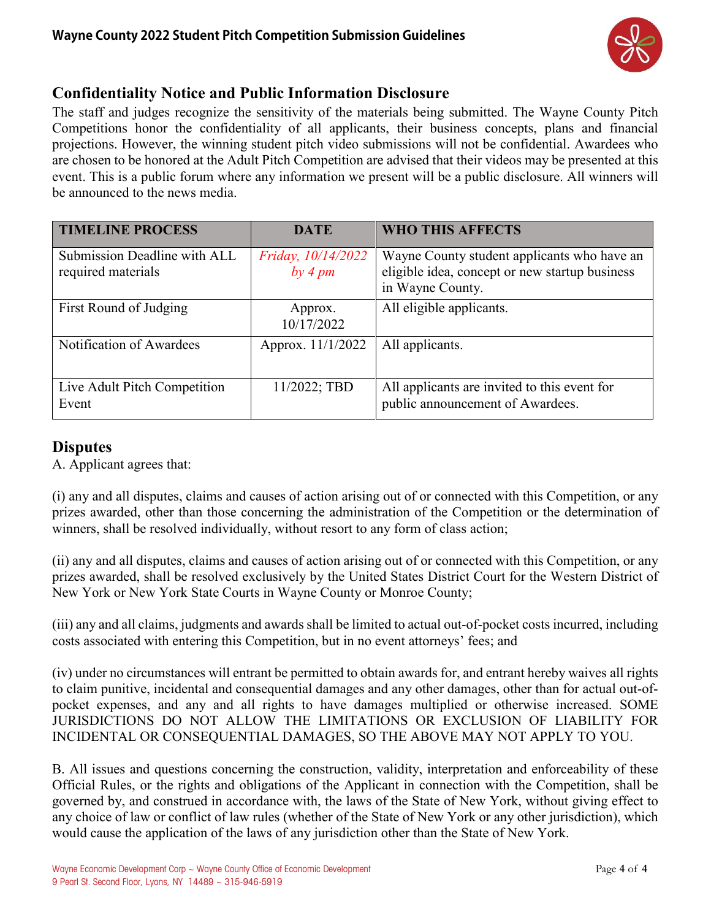## Confidentiality Notice and Public Information Disclosure

The staff and judges recognize the sensitivity of the materials being submitted. The Wayne County Pitch Competitions honor the confidentiality of all applicants, their business concepts, plans and financial projections. However, the winning student pitch video submissions will not be confidential. Awardees who are chosen to be honored at the Adult Pitch Competition are advised that their videos may be presented at this event. This is a public forum where any information we present will be a public disclosure. All winners will be announced to the news media.

| TIMELINE PROCESS | DATE | WHO THIS AFFECTS |
| --- | --- | --- |
| Submission Deadline with ALL required materials | *Friday, 10/14/2022 by 4 pm* | Wayne County student applicants who have an eligible idea, concept or new startup business in Wayne County. |
| First Round of Judging | Approx. 10/17/2022 | All eligible applicants. |
| Notification of Awardees | Approx. 11/1/2022 | All applicants. |
| Live Adult Pitch Competition Event | 11/2022; TBD | All applicants are invited to this event for public announcement of Awardees. |

## Disputes

A. Applicant agrees that:

(i) any and all disputes, claims and causes of action arising out of or connected with this Competition, or any prizes awarded, other than those concerning the administration of the Competition or the determination of winners, shall be resolved individually, without resort to any form of class action;

(ii) any and all disputes, claims and causes of action arising out of or connected with this Competition, or any prizes awarded, shall be resolved exclusively by the United States District Court for the Western District of New York or New York State Courts in Wayne County or Monroe County;

(iii) any and all claims, judgments and awards shall be limited to actual out-of-pocket costs incurred, including costs associated with entering this Competition, but in no event attorneys' fees; and

(iv) under no circumstances will entrant be permitted to obtain awards for, and entrant hereby waives all rights to claim punitive, incidental and consequential damages and any other damages, other than for actual out-of-pocket expenses, and any and all rights to have damages multiplied or otherwise increased. SOME JURISDICTIONS DO NOT ALLOW THE LIMITATIONS OR EXCLUSION OF LIABILITY FOR INCIDENTAL OR CONSEQUENTIAL DAMAGES, SO THE ABOVE MAY NOT APPLY TO YOU.

B. All issues and questions concerning the construction, validity, interpretation and enforceability of these Official Rules, or the rights and obligations of the Applicant in connection with the Competition, shall be governed by, and construed in accordance with, the laws of the State of New York, without giving effect to any choice of law or conflict of law rules (whether of the State of New York or any other jurisdiction), which would cause the application of the laws of any jurisdiction other than the State of New York.